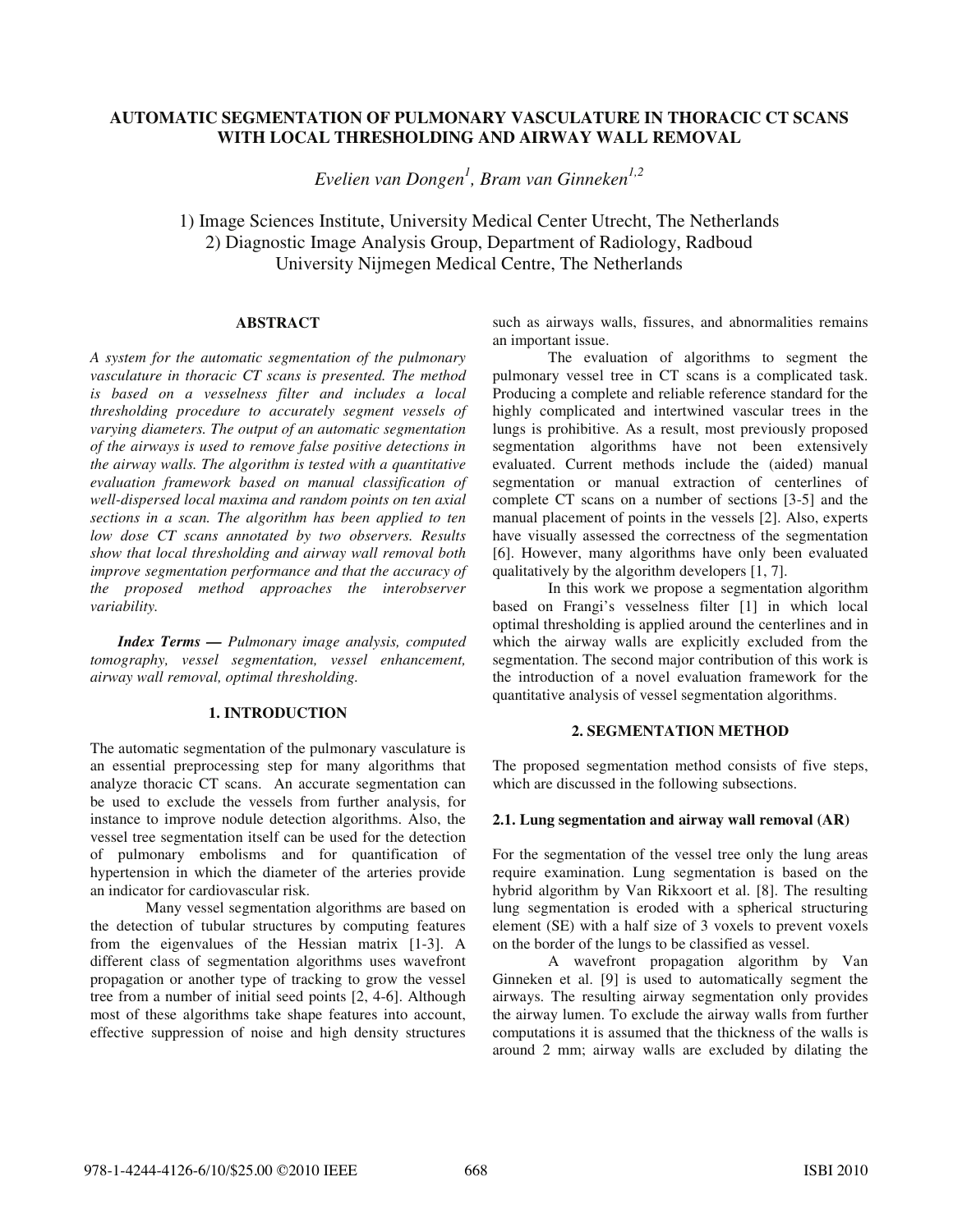# AUTOMATIC SEGMENTATION OF PULMONARY VASCULATURE IN THORACIC CT SCANS WITH LOCAL THRESHOLDING AND AIRWAY WALL REMOVAL

*Evelien van Dongen[1], Bram van Ginneken[1,2]*

1) Image Sciences Institute, University Medical Center Utrecht, The Netherlands
2) Diagnostic Image Analysis Group, Department of Radiology, Radboud University Nijmegen Medical Centre, The Netherlands

## ABSTRACT

*A system for the automatic segmentation of the pulmonary vasculature in thoracic CT scans is presented. The method is based on a vesselness filter and includes a local thresholding procedure to accurately segment vessels of varying diameters. The output of an automatic segmentation of the airways is used to remove false positive detections in the airway walls. The algorithm is tested with a quantitative evaluation framework based on manual classification of well-dispersed local maxima and random points on ten axial sections in a scan. The algorithm has been applied to ten low dose CT scans annotated by two observers. Results show that local thresholding and airway wall removal both improve segmentation performance and that the accuracy of the proposed method approaches the interobserver variability.*

***Index Terms —*** *Pulmonary image analysis, computed tomography, vessel segmentation, vessel enhancement, airway wall removal, optimal thresholding.*

## 1. INTRODUCTION

The automatic segmentation of the pulmonary vasculature is an essential preprocessing step for many algorithms that analyze thoracic CT scans. An accurate segmentation can be used to exclude the vessels from further analysis, for instance to improve nodule detection algorithms. Also, the vessel tree segmentation itself can be used for the detection of pulmonary embolisms and for quantification of hypertension in which the diameter of the arteries provide an indicator for cardiovascular risk.

Many vessel segmentation algorithms are based on the detection of tubular structures by computing features from the eigenvalues of the Hessian matrix [1-3]. A different class of segmentation algorithms uses wavefront propagation or another type of tracking to grow the vessel tree from a number of initial seed points [2, 4-6]. Although most of these algorithms take shape features into account, effective suppression of noise and high density structures such as airways walls, fissures, and abnormalities remains an important issue.

The evaluation of algorithms to segment the pulmonary vessel tree in CT scans is a complicated task. Producing a complete and reliable reference standard for the highly complicated and intertwined vascular trees in the lungs is prohibitive. As a result, most previously proposed segmentation algorithms have not been extensively evaluated. Current methods include the (aided) manual segmentation or manual extraction of centerlines of complete CT scans on a number of sections [3-5] and the manual placement of points in the vessels [2]. Also, experts have visually assessed the correctness of the segmentation [6]. However, many algorithms have only been evaluated qualitatively by the algorithm developers [1, 7].

In this work we propose a segmentation algorithm based on Frangi's vesselness filter [1] in which local optimal thresholding is applied around the centerlines and in which the airway walls are explicitly excluded from the segmentation. The second major contribution of this work is the introduction of a novel evaluation framework for the quantitative analysis of vessel segmentation algorithms.

## 2. SEGMENTATION METHOD

The proposed segmentation method consists of five steps, which are discussed in the following subsections.

### 2.1. Lung segmentation and airway wall removal (AR)

For the segmentation of the vessel tree only the lung areas require examination. Lung segmentation is based on the hybrid algorithm by Van Rikxoort et al. [8]. The resulting lung segmentation is eroded with a spherical structuring element (SE) with a half size of 3 voxels to prevent voxels on the border of the lungs to be classified as vessel.

A wavefront propagation algorithm by Van Ginneken et al. [9] is used to automatically segment the airways. The resulting airway segmentation only provides the airway lumen. To exclude the airway walls from further computations it is assumed that the thickness of the walls is around 2 mm; airway walls are excluded by dilating the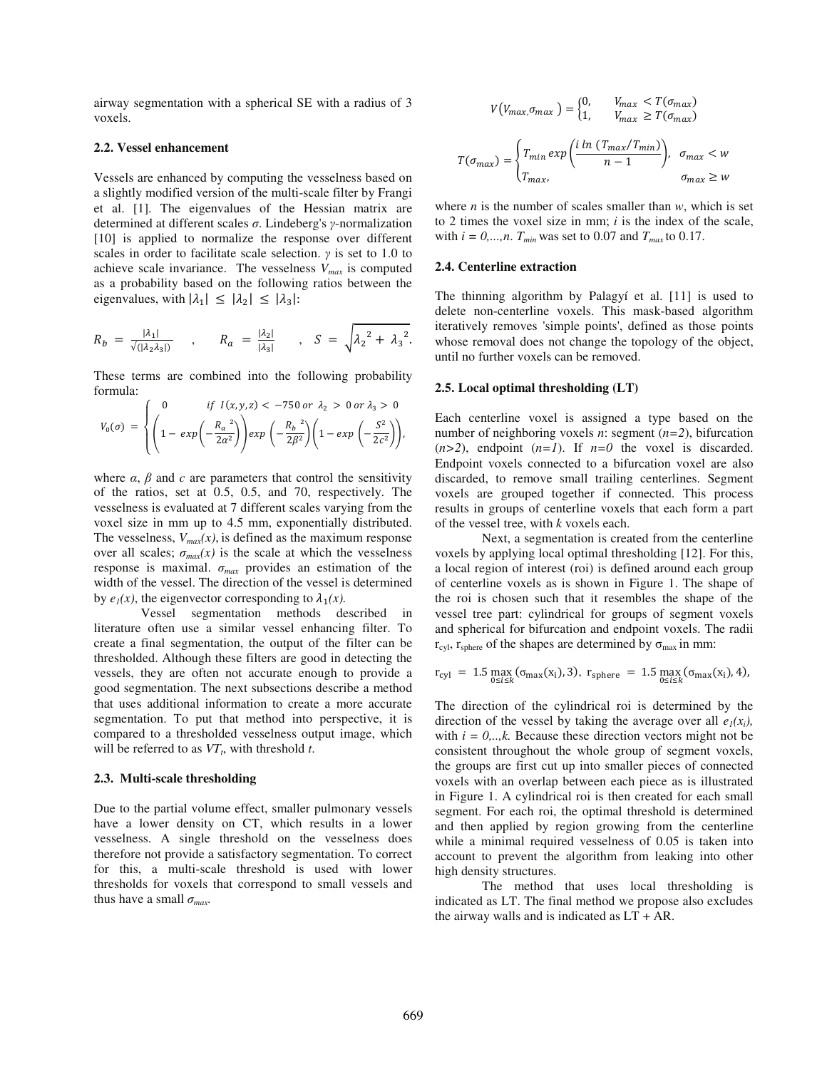airway segmentation with a spherical SE with a radius of 3 voxels.

### 2.2. Vessel enhancement

Vessels are enhanced by computing the vesselness based on a slightly modified version of the multi-scale filter by Frangi et al. [1]. The eigenvalues of the Hessian matrix are determined at different scales $\sigma$. Lindeberg's $\gamma$-normalization [10] is applied to normalize the response over different scales in order to facilitate scale selection. $\gamma$ is set to 1.0 to achieve scale invariance. The vesselness $V_{max}$ is computed as a probability based on the following ratios between the eigenvalues, with $|\lambda_1| \leq |\lambda_2| \leq |\lambda_3|$:

$$R_b = \frac{|\lambda_1|}{\sqrt{(|\lambda_2 \lambda_3|)}} \quad , \quad R_a = \frac{|\lambda_2|}{|\lambda_3|} \quad , \quad S = \sqrt{\lambda_2{}^2 + \lambda_3{}^2}.$$

These terms are combined into the following probability formula:

$$V_0(\sigma) = \begin{cases} 0 & \text{if } I(x,y,z) < -750 \text{ or } \lambda_2 > 0 \text{ or } \lambda_3 > 0 \\ \left(1 - exp\left(-\frac{R_a{}^2}{2\alpha^2}\right)\right) exp\left(-\frac{R_b{}^2}{2\beta^2}\right)\left(1 - exp\left(-\frac{S^2}{2c^2}\right)\right), & \end{cases}$$

where $\alpha$, $\beta$ and $c$ are parameters that control the sensitivity of the ratios, set at 0.5, 0.5, and 70, respectively. The vesselness is evaluated at 7 different scales varying from the voxel size in mm up to 4.5 mm, exponentially distributed. The vesselness, $V_{max}(x)$, is defined as the maximum response over all scales; $\sigma_{max}(x)$ is the scale at which the vesselness response is maximal. $\sigma_{max}$ provides an estimation of the width of the vessel. The direction of the vessel is determined by $e_1(x)$, the eigenvector corresponding to $\lambda_1(x)$.

Vessel segmentation methods described in literature often use a similar vessel enhancing filter. To create a final segmentation, the output of the filter can be thresholded. Although these filters are good in detecting the vessels, they are often not accurate enough to provide a good segmentation. The next subsections describe a method that uses additional information to create a more accurate segmentation. To put that method into perspective, it is compared to a thresholded vesselness output image, which will be referred to as $VT_t$, with threshold $t$.

### 2.3. Multi-scale thresholding

Due to the partial volume effect, smaller pulmonary vessels have a lower density on CT, which results in a lower vesselness. A single threshold on the vesselness does therefore not provide a satisfactory segmentation. To correct for this, a multi-scale threshold is used with lower thresholds for voxels that correspond to small vessels and thus have a small $\sigma_{max}$.

$$V(V_{max}, \sigma_{max}) = \begin{cases} 0, & V_{max} < T(\sigma_{max}) \\ 1, & V_{max} \geq T(\sigma_{max}) \end{cases}$$

$$T(\sigma_{max}) = \begin{cases} T_{min}\, exp\left(\frac{i \ln\,(T_{max}/T_{min})}{n-1}\right), & \sigma_{max} < w \\ T_{max}, & \sigma_{max} \geq w \end{cases}$$

where $n$ is the number of scales smaller than $w$, which is set to 2 times the voxel size in mm; $i$ is the index of the scale, with $i = 0,...,n$. $T_{min}$ was set to 0.07 and $T_{max}$ to 0.17.

### 2.4. Centerline extraction

The thinning algorithm by Palagyí et al. [11] is used to delete non-centerline voxels. This mask-based algorithm iteratively removes 'simple points', defined as those points whose removal does not change the topology of the object, until no further voxels can be removed.

### 2.5. Local optimal thresholding (LT)

Each centerline voxel is assigned a type based on the number of neighboring voxels $n$: segment ($n=2$), bifurcation ($n>2$), endpoint ($n=1$). If $n=0$ the voxel is discarded. Endpoint voxels connected to a bifurcation voxel are also discarded, to remove small trailing centerlines. Segment voxels are grouped together if connected. This process results in groups of centerline voxels that each form a part of the vessel tree, with $k$ voxels each.

Next, a segmentation is created from the centerline voxels by applying local optimal thresholding [12]. For this, a local region of interest (roi) is defined around each group of centerline voxels as is shown in Figure 1. The shape of the roi is chosen such that it resembles the shape of the vessel tree part: cylindrical for groups of segment voxels and spherical for bifurcation and endpoint voxels. The radii $r_{cyl}$, $r_{sphere}$ of the shapes are determined by $\sigma_{max}$ in mm:

$$r_{cyl} = 1.5 \max_{0 \leq i \leq k}(\sigma_{max}(x_i), 3), \; r_{sphere} = 1.5 \max_{0 \leq i \leq k}(\sigma_{max}(x_i), 4),$$

The direction of the cylindrical roi is determined by the direction of the vessel by taking the average over all $e_1(x_i)$, with $i = 0,..,k$. Because these direction vectors might not be consistent throughout the whole group of segment voxels, the groups are first cut up into smaller pieces of connected voxels with an overlap between each piece as is illustrated in Figure 1. A cylindrical roi is then created for each small segment. For each roi, the optimal threshold is determined and then applied by region growing from the centerline while a minimal required vesselness of 0.05 is taken into account to prevent the algorithm from leaking into other high density structures.

The method that uses local thresholding is indicated as LT. The final method we propose also excludes the airway walls and is indicated as LT + AR.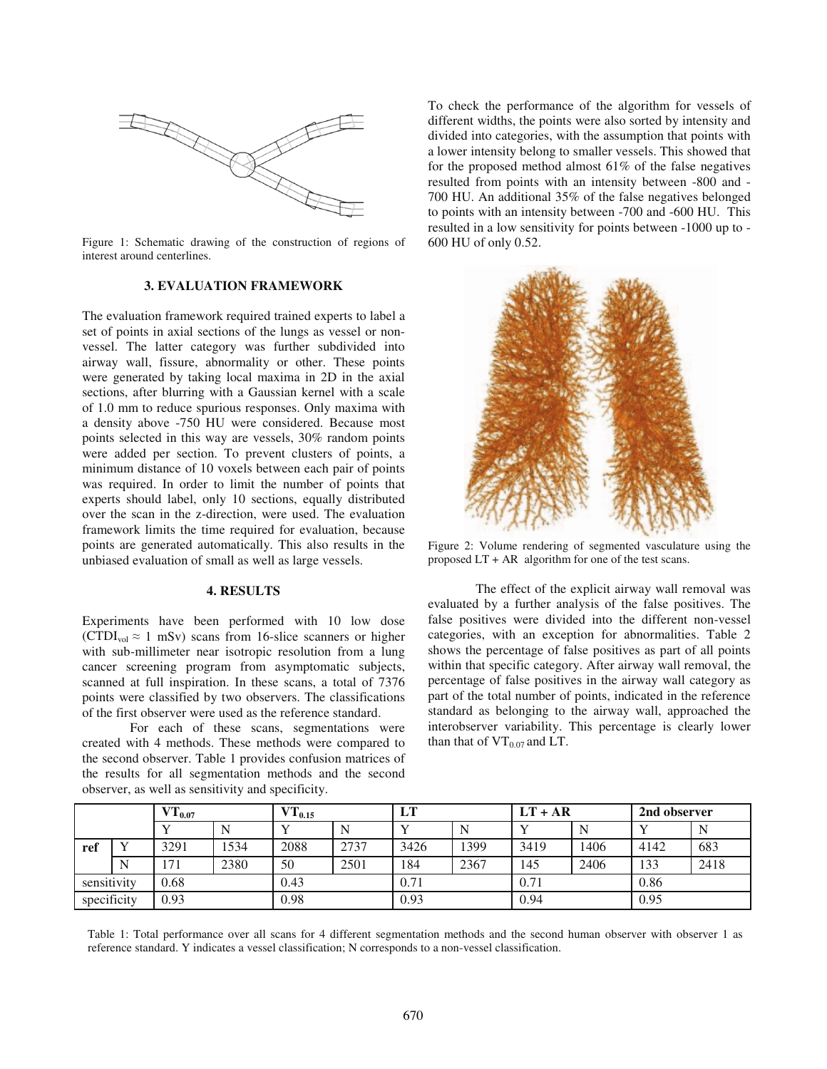Figure 1: Schematic drawing of the construction of regions of interest around centerlines.

## 3. EVALUATION FRAMEWORK

The evaluation framework required trained experts to label a set of points in axial sections of the lungs as vessel or non-vessel. The latter category was further subdivided into airway wall, fissure, abnormality or other. These points were generated by taking local maxima in 2D in the axial sections, after blurring with a Gaussian kernel with a scale of 1.0 mm to reduce spurious responses. Only maxima with a density above -750 HU were considered. Because most points selected in this way are vessels, 30% random points were added per section. To prevent clusters of points, a minimum distance of 10 voxels between each pair of points was required. In order to limit the number of points that experts should label, only 10 sections, equally distributed over the scan in the z-direction, were used. The evaluation framework limits the time required for evaluation, because points are generated automatically. This also results in the unbiased evaluation of small as well as large vessels.

## 4. RESULTS

Experiments have been performed with 10 low dose ($CTDI_{vol} \approx 1$ mSv) scans from 16-slice scanners or higher with sub-millimeter near isotropic resolution from a lung cancer screening program from asymptomatic subjects, scanned at full inspiration. In these scans, a total of 7376 points were classified by two observers. The classifications of the first observer were used as the reference standard.

For each of these scans, segmentations were created with 4 methods. These methods were compared to the second observer. Table 1 provides confusion matrices of the results for all segmentation methods and the second observer, as well as sensitivity and specificity.

To check the performance of the algorithm for vessels of different widths, the points were also sorted by intensity and divided into categories, with the assumption that points with a lower intensity belong to smaller vessels. This showed that for the proposed method almost 61% of the false negatives resulted from points with an intensity between -800 and -700 HU. An additional 35% of the false negatives belonged to points with an intensity between -700 and -600 HU. This resulted in a low sensitivity for points between -1000 up to -600 HU of only 0.52.

Figure 2: Volume rendering of segmented vasculature using the proposed LT + AR algorithm for one of the test scans.

The effect of the explicit airway wall removal was evaluated by a further analysis of the false positives. The false positives were divided into the different non-vessel categories, with an exception for abnormalities. Table 2 shows the percentage of false positives as part of all points within that specific category. After airway wall removal, the percentage of false positives in the airway wall category as part of the total number of points, indicated in the reference standard as belonging to the airway wall, approached the interobserver variability. This percentage is clearly lower than that of $VT_{0.07}$ and LT.

| | | $VT_{0.07}$ | | $VT_{0.15}$ | | LT | | LT + AR | | 2nd observer | |
|---|---|---|---|---|---|---|---|---|---|---|---|
| | | Y | N | Y | N | Y | N | Y | N | Y | N |
| **ref** | Y | 3291 | 1534 | 2088 | 2737 | 3426 | 1399 | 3419 | 1406 | 4142 | 683 |
| | N | 171 | 2380 | 50 | 2501 | 184 | 2367 | 145 | 2406 | 133 | 2418 |
| sensitivity | | 0.68 | | 0.43 | | 0.71 | | 0.71 | | 0.86 | |
| specificity | | 0.93 | | 0.98 | | 0.93 | | 0.94 | | 0.95 | |

Table 1: Total performance over all scans for 4 different segmentation methods and the second human observer with observer 1 as reference standard. Y indicates a vessel classification; N corresponds to a non-vessel classification.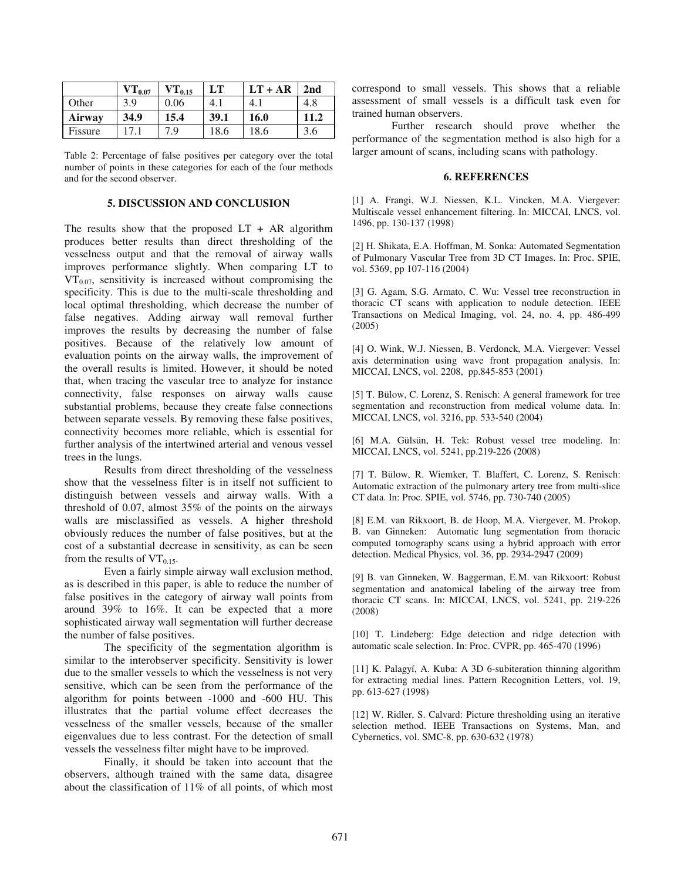| | $VT_{0.07}$ | $VT_{0.15}$ | LT | LT + AR | 2nd |
|---|---|---|---|---|---|
| Other | 3.9 | 0.06 | 4.1 | 4.1 | 4.8 |
| **Airway** | **34.9** | **15.4** | **39.1** | **16.0** | **11.2** |
| Fissure | 17.1 | 7.9 | 18.6 | 18.6 | 3.6 |

Table 2: Percentage of false positives per category over the total number of points in these categories for each of the four methods and for the second observer.

## 5. DISCUSSION AND CONCLUSION

The results show that the proposed LT + AR algorithm produces better results than direct thresholding of the vesselness output and that the removal of airway walls improves performance slightly. When comparing LT to $VT_{0.07}$, sensitivity is increased without compromising the specificity. This is due to the multi-scale thresholding and local optimal thresholding, which decrease the number of false negatives. Adding airway wall removal further improves the results by decreasing the number of false positives. Because of the relatively low amount of evaluation points on the airway walls, the improvement of the overall results is limited. However, it should be noted that, when tracing the vascular tree to analyze for instance connectivity, false responses on airway walls cause substantial problems, because they create false connections between separate vessels. By removing these false positives, connectivity becomes more reliable, which is essential for further analysis of the intertwined arterial and venous vessel trees in the lungs.

Results from direct thresholding of the vesselness show that the vesselness filter is in itself not sufficient to distinguish between vessels and airway walls. With a threshold of 0.07, almost 35% of the points on the airways walls are misclassified as vessels. A higher threshold obviously reduces the number of false positives, but at the cost of a substantial decrease in sensitivity, as can be seen from the results of $VT_{0.15}$.

Even a fairly simple airway wall exclusion method, as is described in this paper, is able to reduce the number of false positives in the category of airway wall points from around 39% to 16%. It can be expected that a more sophisticated airway wall segmentation will further decrease the number of false positives.

The specificity of the segmentation algorithm is similar to the interobserver specificity. Sensitivity is lower due to the smaller vessels to which the vesselness is not very sensitive, which can be seen from the performance of the algorithm for points between -1000 and -600 HU. This illustrates that the partial volume effect decreases the vesselness of the smaller vessels, because of the smaller eigenvalues due to less contrast. For the detection of small vessels the vesselness filter might have to be improved.

Finally, it should be taken into account that the observers, although trained with the same data, disagree about the classification of 11% of all points, of which most correspond to small vessels. This shows that a reliable assessment of small vessels is a difficult task even for trained human observers.

Further research should prove whether the performance of the segmentation method is also high for a larger amount of scans, including scans with pathology.

## 6. REFERENCES

[1] A. Frangi, W.J. Niessen, K.L. Vincken, M.A. Viergever: Multiscale vessel enhancement filtering. In: MICCAI, LNCS, vol. 1496, pp. 130-137 (1998)

[2] H. Shikata, E.A. Hoffman, M. Sonka: Automated Segmentation of Pulmonary Vascular Tree from 3D CT Images. In: Proc. SPIE, vol. 5369, pp 107-116 (2004)

[3] G. Agam, S.G. Armato, C. Wu: Vessel tree reconstruction in thoracic CT scans with application to nodule detection. IEEE Transactions on Medical Imaging, vol. 24, no. 4, pp. 486-499 (2005)

[4] O. Wink, W.J. Niessen, B. Verdonck, M.A. Viergever: Vessel axis determination using wave front propagation analysis. In: MICCAI, LNCS, vol. 2208, pp.845-853 (2001)

[5] T. Bülow, C. Lorenz, S. Renisch: A general framework for tree segmentation and reconstruction from medical volume data. In: MICCAI, LNCS, vol. 3216, pp. 533-540 (2004)

[6] M.A. Gülsün, H. Tek: Robust vessel tree modeling. In: MICCAI, LNCS, vol. 5241, pp.219-226 (2008)

[7] T. Bülow, R. Wiemker, T. Blaffert, C. Lorenz, S. Renisch: Automatic extraction of the pulmonary artery tree from multi-slice CT data. In: Proc. SPIE, vol. 5746, pp. 730-740 (2005)

[8] E.M. van Rikxoort, B. de Hoop, M.A. Viergever, M. Prokop, B. van Ginneken: Automatic lung segmentation from thoracic computed tomography scans using a hybrid approach with error detection. Medical Physics, vol. 36, pp. 2934-2947 (2009)

[9] B. van Ginneken, W. Baggerman, E.M. van Rikxoort: Robust segmentation and anatomical labeling of the airway tree from thoracic CT scans. In: MICCAI, LNCS, vol. 5241, pp. 219-226 (2008)

[10] T. Lindeberg: Edge detection and ridge detection with automatic scale selection. In: Proc. CVPR, pp. 465-470 (1996)

[11] K. Palagyí, A. Kuba: A 3D 6-subiteration thinning algorithm for extracting medial lines. Pattern Recognition Letters, vol. 19, pp. 613-627 (1998)

[12] W. Ridler, S. Calvard: Picture thresholding using an iterative selection method. IEEE Transactions on Systems, Man, and Cybernetics, vol. SMC-8, pp. 630-632 (1978)